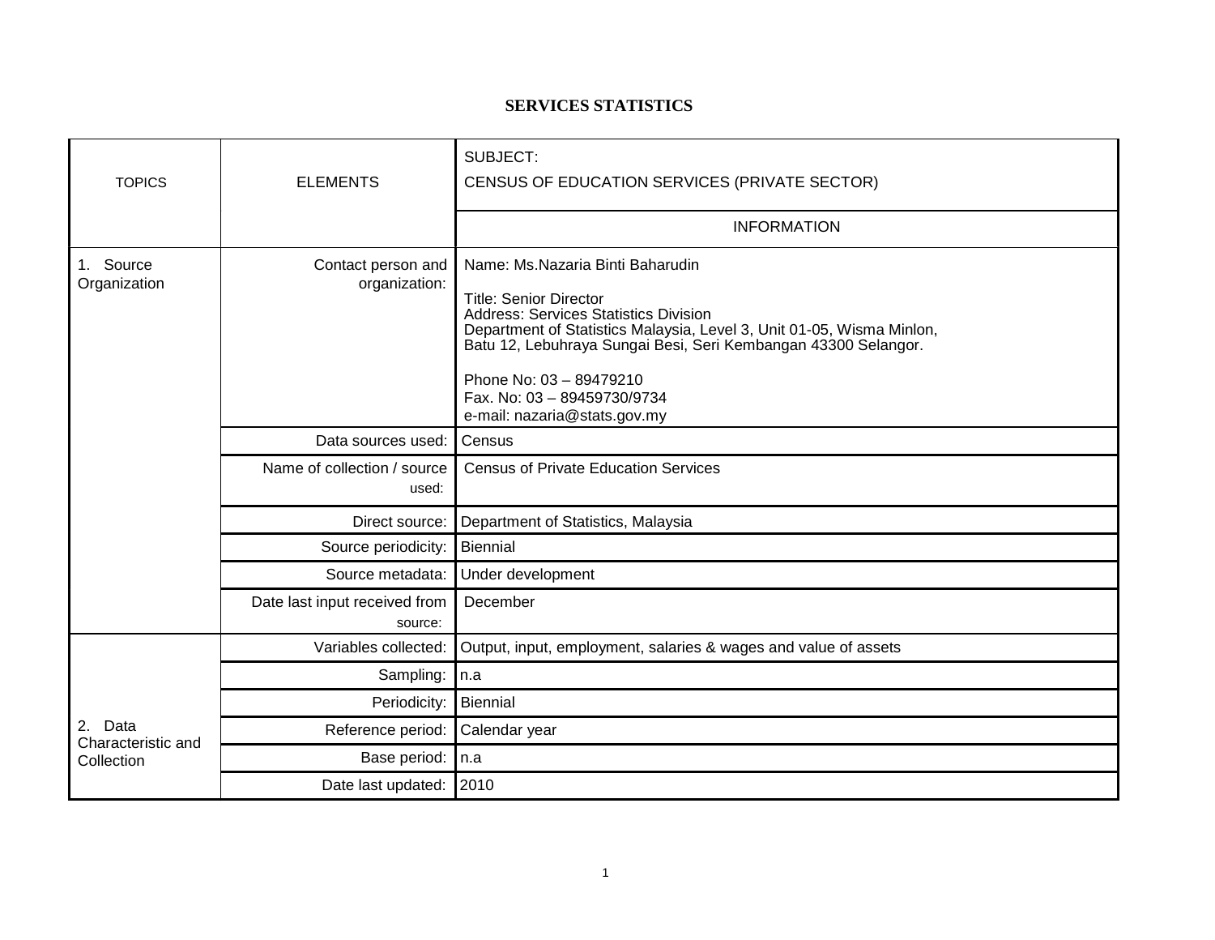# SERVICES STATISTICS

| TOPICS | ELEMENTS | SUBJECT: CENSUS OF EDUCATION SERVICES (PRIVATE SECTOR) |
|---|---|---|
| | | INFORMATION |
| 1. Source Organization | Contact person and organization: | Name: Ms.Nazaria Binti Baharudin<br><br>Title: Senior Director<br>Address: Services Statistics Division<br>Department of Statistics Malaysia, Level 3, Unit 01-05, Wisma Minlon, Batu 12, Lebuhraya Sungai Besi, Seri Kembangan 43300 Selangor.<br><br>Phone No: 03 – 89479210<br>Fax. No: 03 – 89459730/9734<br>e-mail: nazaria@stats.gov.my |
| | Data sources used: | Census |
| | Name of collection / source used: | Census of Private Education Services |
| | Direct source: | Department of Statistics, Malaysia |
| | Source periodicity: | Biennial |
| | Source metadata: | Under development |
| | Date last input received from source: | December |
| 2. Data Characteristic and Collection | Variables collected: | Output, input, employment, salaries & wages and value of assets |
| | Sampling: | n.a |
| | Periodicity: | Biennial |
| | Reference period: | Calendar year |
| | Base period: | n.a |
| | Date last updated: | 2010 |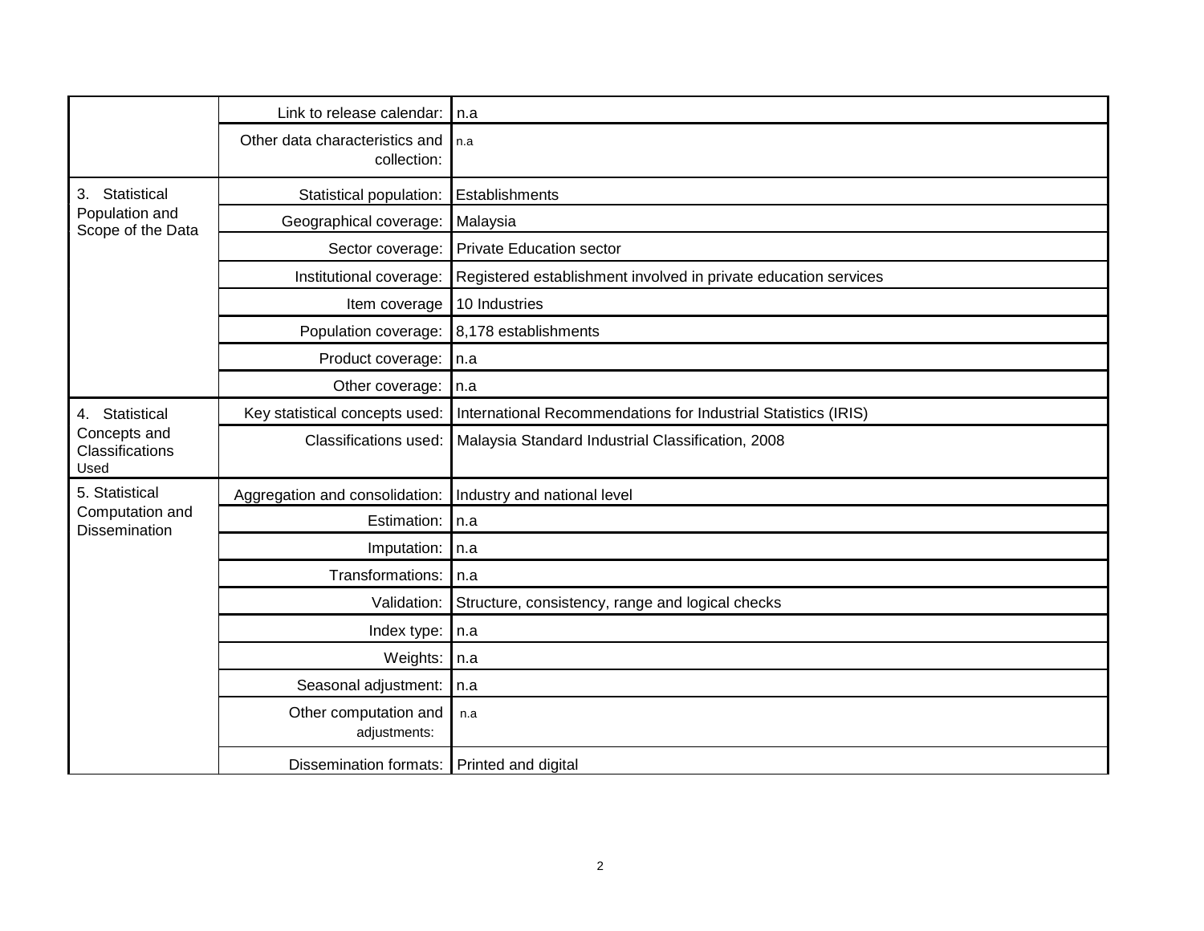| | | |
|---|---|---|
| | Link to release calendar: | n.a |
| | Other data characteristics and collection: | n.a |
| 3. Statistical Population and Scope of the Data | Statistical population: | Establishments |
| | Geographical coverage: | Malaysia |
| | Sector coverage: | Private Education sector |
| | Institutional coverage: | Registered establishment involved in private education services |
| | Item coverage | 10 Industries |
| | Population coverage: | 8,178 establishments |
| | Product coverage: | n.a |
| | Other coverage: | n.a |
| 4. Statistical Concepts and Classifications Used | Key statistical concepts used: | International Recommendations for Industrial Statistics (IRIS) |
| | Classifications used: | Malaysia Standard Industrial Classification, 2008 |
| 5. Statistical Computation and Dissemination | Aggregation and consolidation: | Industry and national level |
| | Estimation: | n.a |
| | Imputation: | n.a |
| | Transformations: | n.a |
| | Validation: | Structure, consistency, range and logical checks |
| | Index type: | n.a |
| | Weights: | n.a |
| | Seasonal adjustment: | n.a |
| | Other computation and adjustments: | n.a |
| | Dissemination formats: | Printed and digital |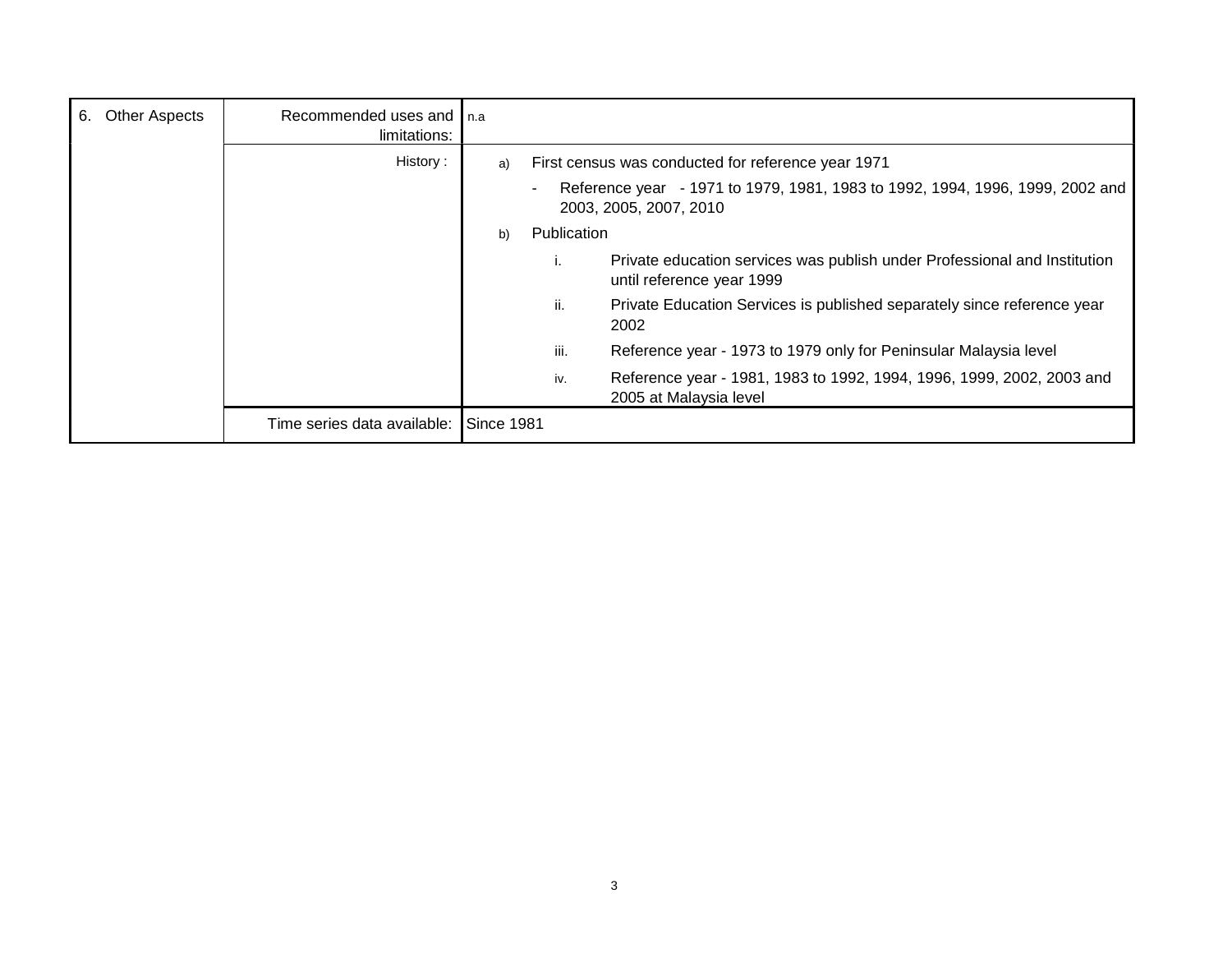| | | |
|---|---|---|
| 6. Other Aspects | Recommended uses and limitations: | n.a |
| | History : | a) First census was conducted for reference year 1971<br>- Reference year - 1971 to 1979, 1981, 1983 to 1992, 1994, 1996, 1999, 2002 and 2003, 2005, 2007, 2010<br>b) Publication<br>i. Private education services was publish under Professional and Institution until reference year 1999<br>ii. Private Education Services is published separately since reference year 2002<br>iii. Reference year - 1973 to 1979 only for Peninsular Malaysia level<br>iv. Reference year - 1981, 1983 to 1992, 1994, 1996, 1999, 2002, 2003 and 2005 at Malaysia level |
| | Time series data available: | Since 1981 |